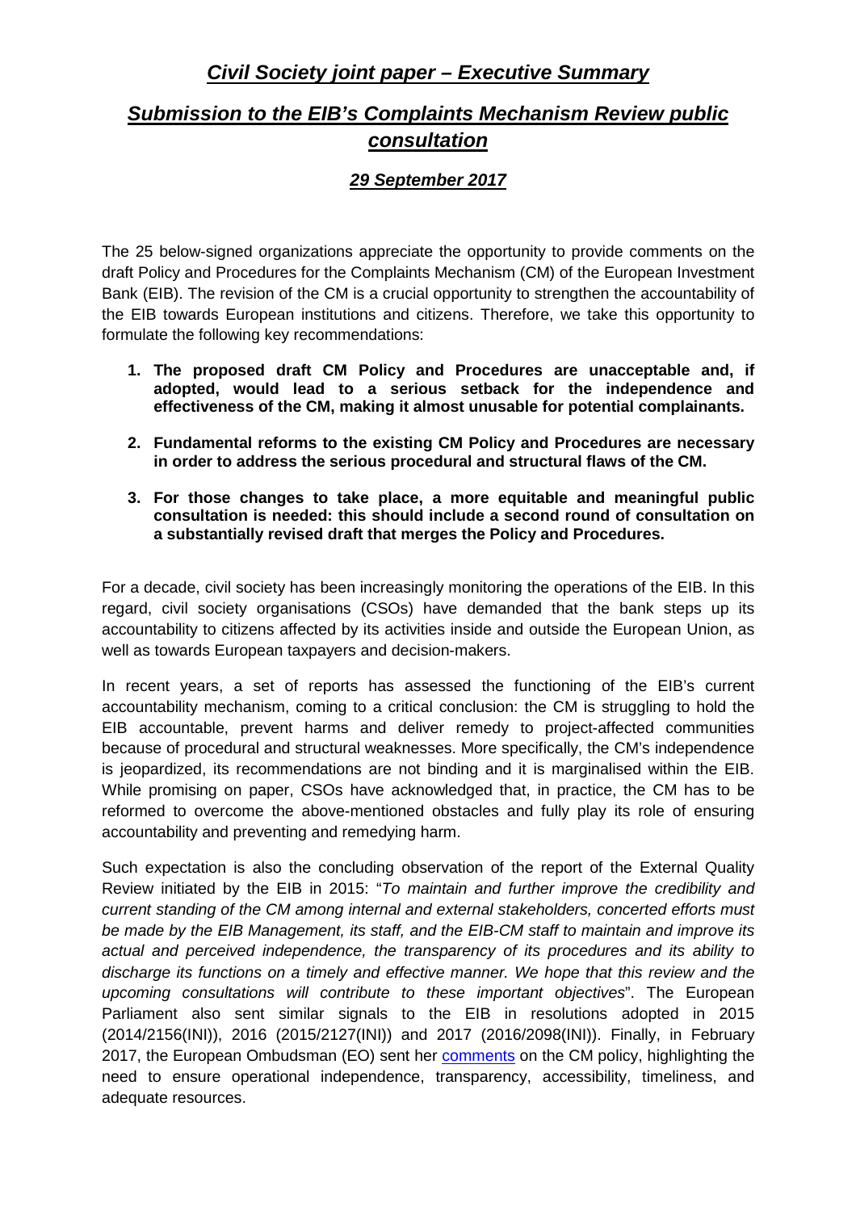# ***Civil Society joint paper – Executive Summary***

## ***Submission to the EIB's Complaints Mechanism Review public consultation***

### ***29 September 2017***

The 25 below-signed organizations appreciate the opportunity to provide comments on the draft Policy and Procedures for the Complaints Mechanism (CM) of the European Investment Bank (EIB). The revision of the CM is a crucial opportunity to strengthen the accountability of the EIB towards European institutions and citizens. Therefore, we take this opportunity to formulate the following key recommendations:

1. **The proposed draft CM Policy and Procedures are unacceptable and, if adopted, would lead to a serious setback for the independence and effectiveness of the CM, making it almost unusable for potential complainants.**
2. **Fundamental reforms to the existing CM Policy and Procedures are necessary in order to address the serious procedural and structural flaws of the CM.**
3. **For those changes to take place, a more equitable and meaningful public consultation is needed: this should include a second round of consultation on a substantially revised draft that merges the Policy and Procedures.**

For a decade, civil society has been increasingly monitoring the operations of the EIB. In this regard, civil society organisations (CSOs) have demanded that the bank steps up its accountability to citizens affected by its activities inside and outside the European Union, as well as towards European taxpayers and decision-makers.

In recent years, a set of reports has assessed the functioning of the EIB's current accountability mechanism, coming to a critical conclusion: the CM is struggling to hold the EIB accountable, prevent harms and deliver remedy to project-affected communities because of procedural and structural weaknesses. More specifically, the CM's independence is jeopardized, its recommendations are not binding and it is marginalised within the EIB. While promising on paper, CSOs have acknowledged that, in practice, the CM has to be reformed to overcome the above-mentioned obstacles and fully play its role of ensuring accountability and preventing and remedying harm.

Such expectation is also the concluding observation of the report of the External Quality Review initiated by the EIB in 2015: "*To maintain and further improve the credibility and current standing of the CM among internal and external stakeholders, concerted efforts must be made by the EIB Management, its staff, and the EIB-CM staff to maintain and improve its actual and perceived independence, the transparency of its procedures and its ability to discharge its functions on a timely and effective manner. We hope that this review and the upcoming consultations will contribute to these important objectives*". The European Parliament also sent similar signals to the EIB in resolutions adopted in 2015 (2014/2156(INI)), 2016 (2015/2127(INI)) and 2017 (2016/2098(INI)). Finally, in February 2017, the European Ombudsman (EO) sent her comments on the CM policy, highlighting the need to ensure operational independence, transparency, accessibility, timeliness, and adequate resources.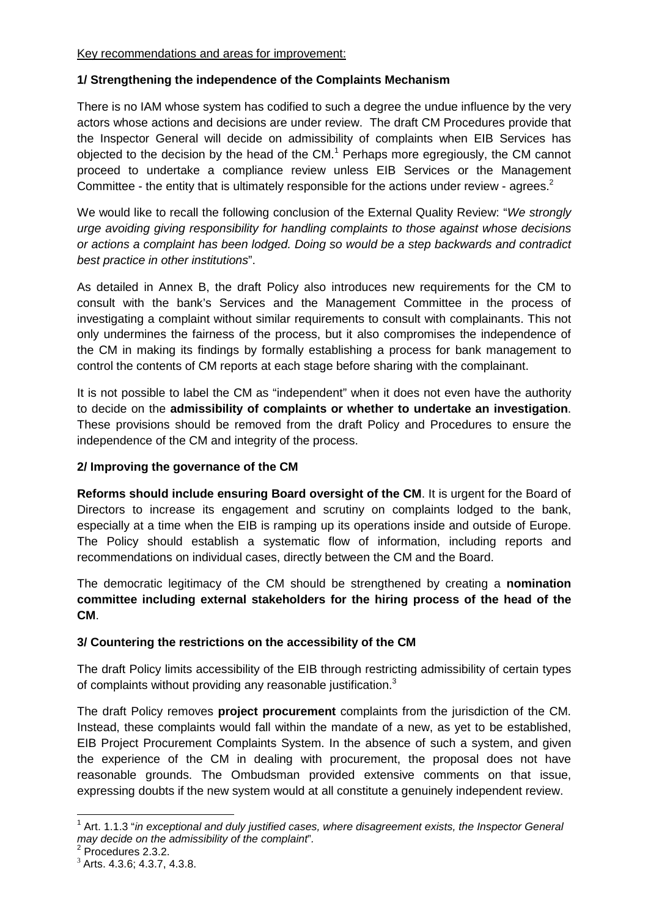Key recommendations and areas for improvement:

**1/ Strengthening the independence of the Complaints Mechanism**

There is no IAM whose system has codified to such a degree the undue influence by the very actors whose actions and decisions are under review. The draft CM Procedures provide that the Inspector General will decide on admissibility of complaints when EIB Services has objected to the decision by the head of the CM.[1] Perhaps more egregiously, the CM cannot proceed to undertake a compliance review unless EIB Services or the Management Committee - the entity that is ultimately responsible for the actions under review - agrees.[2]

We would like to recall the following conclusion of the External Quality Review: "*We strongly urge avoiding giving responsibility for handling complaints to those against whose decisions or actions a complaint has been lodged. Doing so would be a step backwards and contradict best practice in other institutions*".

As detailed in Annex B, the draft Policy also introduces new requirements for the CM to consult with the bank's Services and the Management Committee in the process of investigating a complaint without similar requirements to consult with complainants. This not only undermines the fairness of the process, but it also compromises the independence of the CM in making its findings by formally establishing a process for bank management to control the contents of CM reports at each stage before sharing with the complainant.

It is not possible to label the CM as "independent" when it does not even have the authority to decide on the **admissibility of complaints or whether to undertake an investigation**. These provisions should be removed from the draft Policy and Procedures to ensure the independence of the CM and integrity of the process.

**2/ Improving the governance of the CM**

**Reforms should include ensuring Board oversight of the CM**. It is urgent for the Board of Directors to increase its engagement and scrutiny on complaints lodged to the bank, especially at a time when the EIB is ramping up its operations inside and outside of Europe. The Policy should establish a systematic flow of information, including reports and recommendations on individual cases, directly between the CM and the Board.

The democratic legitimacy of the CM should be strengthened by creating a **nomination committee including external stakeholders for the hiring process of the head of the CM**.

**3/ Countering the restrictions on the accessibility of the CM**

The draft Policy limits accessibility of the EIB through restricting admissibility of certain types of complaints without providing any reasonable justification.[3]

The draft Policy removes **project procurement** complaints from the jurisdiction of the CM. Instead, these complaints would fall within the mandate of a new, as yet to be established, EIB Project Procurement Complaints System. In the absence of such a system, and given the experience of the CM in dealing with procurement, the proposal does not have reasonable grounds. The Ombudsman provided extensive comments on that issue, expressing doubts if the new system would at all constitute a genuinely independent review.

---

[1] Art. 1.1.3 "*in exceptional and duly justified cases, where disagreement exists, the Inspector General may decide on the admissibility of the complaint*".

[2] Procedures 2.3.2.

[3] Arts. 4.3.6; 4.3.7, 4.3.8.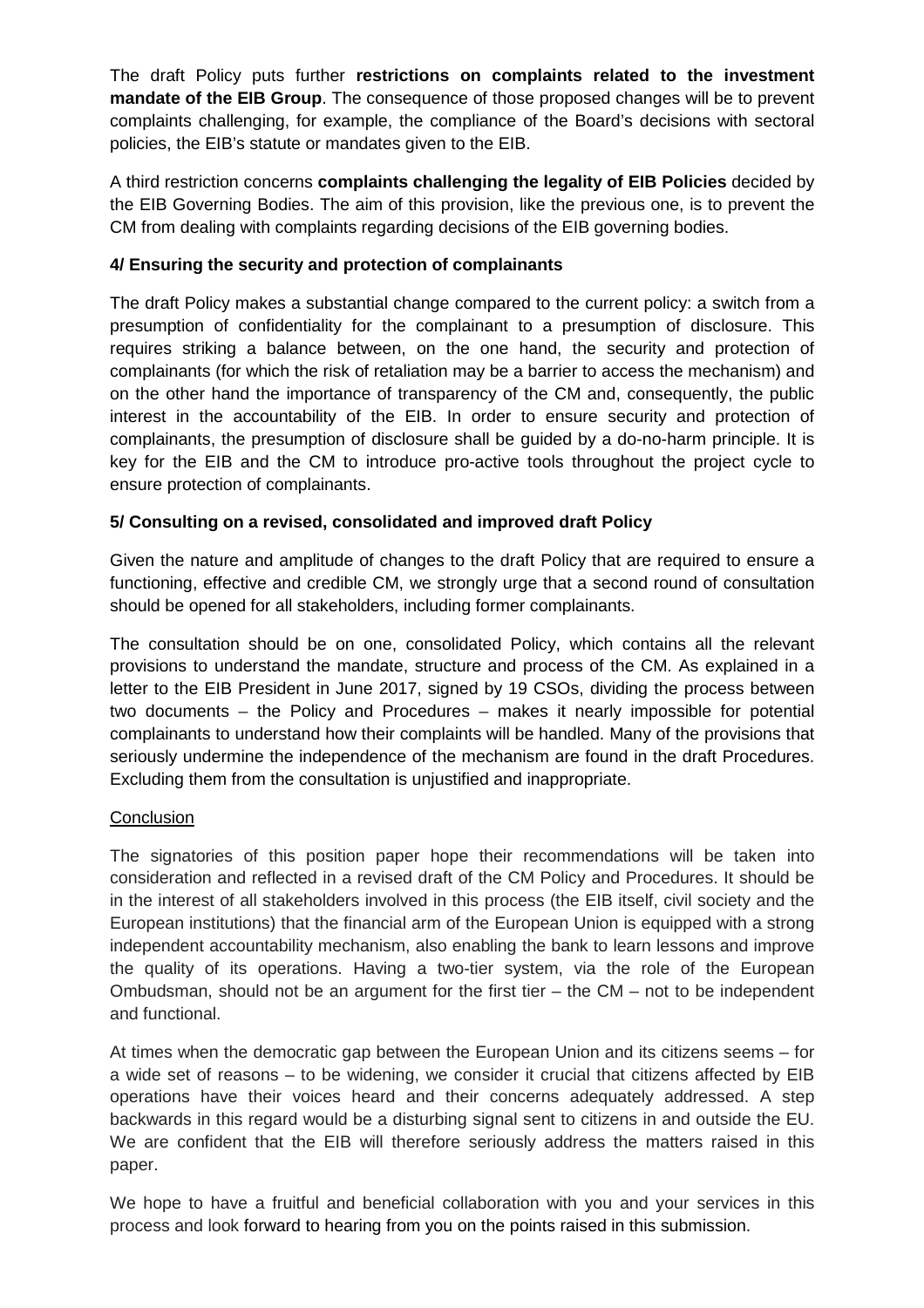The draft Policy puts further **restrictions on complaints related to the investment mandate of the EIB Group**. The consequence of those proposed changes will be to prevent complaints challenging, for example, the compliance of the Board's decisions with sectoral policies, the EIB's statute or mandates given to the EIB.

A third restriction concerns **complaints challenging the legality of EIB Policies** decided by the EIB Governing Bodies. The aim of this provision, like the previous one, is to prevent the CM from dealing with complaints regarding decisions of the EIB governing bodies.

**4/ Ensuring the security and protection of complainants**

The draft Policy makes a substantial change compared to the current policy: a switch from a presumption of confidentiality for the complainant to a presumption of disclosure. This requires striking a balance between, on the one hand, the security and protection of complainants (for which the risk of retaliation may be a barrier to access the mechanism) and on the other hand the importance of transparency of the CM and, consequently, the public interest in the accountability of the EIB. In order to ensure security and protection of complainants, the presumption of disclosure shall be guided by a do-no-harm principle. It is key for the EIB and the CM to introduce pro-active tools throughout the project cycle to ensure protection of complainants.

**5/ Consulting on a revised, consolidated and improved draft Policy**

Given the nature and amplitude of changes to the draft Policy that are required to ensure a functioning, effective and credible CM, we strongly urge that a second round of consultation should be opened for all stakeholders, including former complainants.

The consultation should be on one, consolidated Policy, which contains all the relevant provisions to understand the mandate, structure and process of the CM. As explained in a letter to the EIB President in June 2017, signed by 19 CSOs, dividing the process between two documents – the Policy and Procedures – makes it nearly impossible for potential complainants to understand how their complaints will be handled. Many of the provisions that seriously undermine the independence of the mechanism are found in the draft Procedures. Excluding them from the consultation is unjustified and inappropriate.

Conclusion

The signatories of this position paper hope their recommendations will be taken into consideration and reflected in a revised draft of the CM Policy and Procedures. It should be in the interest of all stakeholders involved in this process (the EIB itself, civil society and the European institutions) that the financial arm of the European Union is equipped with a strong independent accountability mechanism, also enabling the bank to learn lessons and improve the quality of its operations. Having a two-tier system, via the role of the European Ombudsman, should not be an argument for the first tier – the CM – not to be independent and functional.

At times when the democratic gap between the European Union and its citizens seems – for a wide set of reasons – to be widening, we consider it crucial that citizens affected by EIB operations have their voices heard and their concerns adequately addressed. A step backwards in this regard would be a disturbing signal sent to citizens in and outside the EU. We are confident that the EIB will therefore seriously address the matters raised in this paper.

We hope to have a fruitful and beneficial collaboration with you and your services in this process and look forward to hearing from you on the points raised in this submission.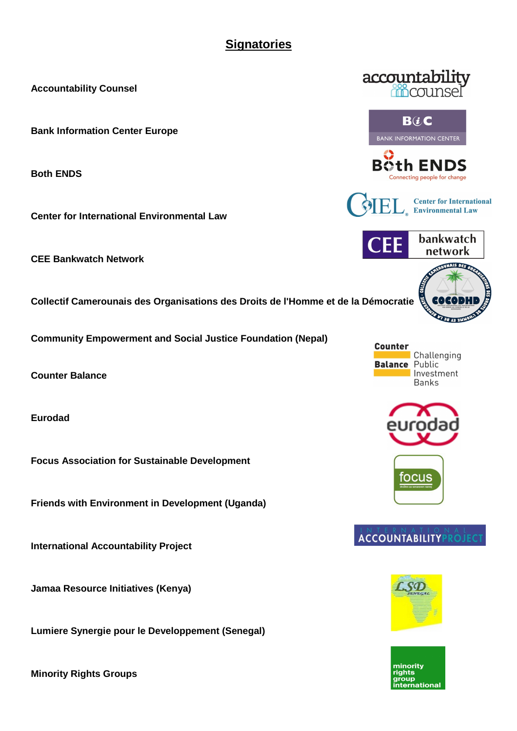## Signatories

**Accountability Counsel**

**Bank Information Center Europe**

**Both ENDS**

**Center for International Environmental Law**

**CEE Bankwatch Network**

**Collectif Camerounais des Organisations des Droits de l'Homme et de la Démocratie**

**Community Empowerment and Social Justice Foundation (Nepal)**

**Counter Balance**

**Eurodad**

**Focus Association for Sustainable Development**

**Friends with Environment in Development (Uganda)**

**International Accountability Project**

**Jamaa Resource Initiatives (Kenya)**

**Lumiere Synergie pour le Developpement (Senegal)**

**Minority Rights Groups**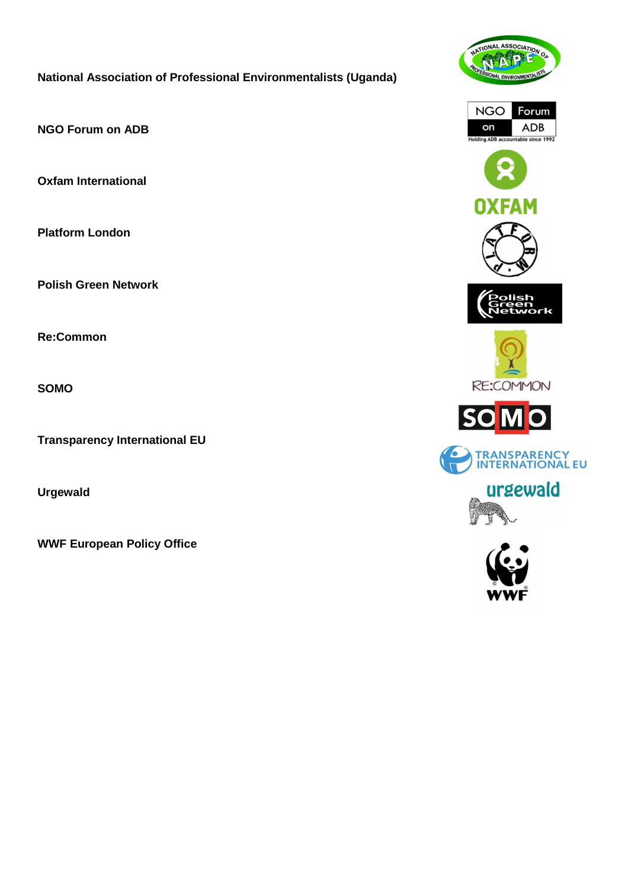**National Association of Professional Environmentalists (Uganda)**

**NGO Forum on ADB**

**Oxfam International**

**Platform London**

**Polish Green Network**

**Re:Common**

**SOMO**

**Transparency International EU**

**Urgewald**

**WWF European Policy Office**